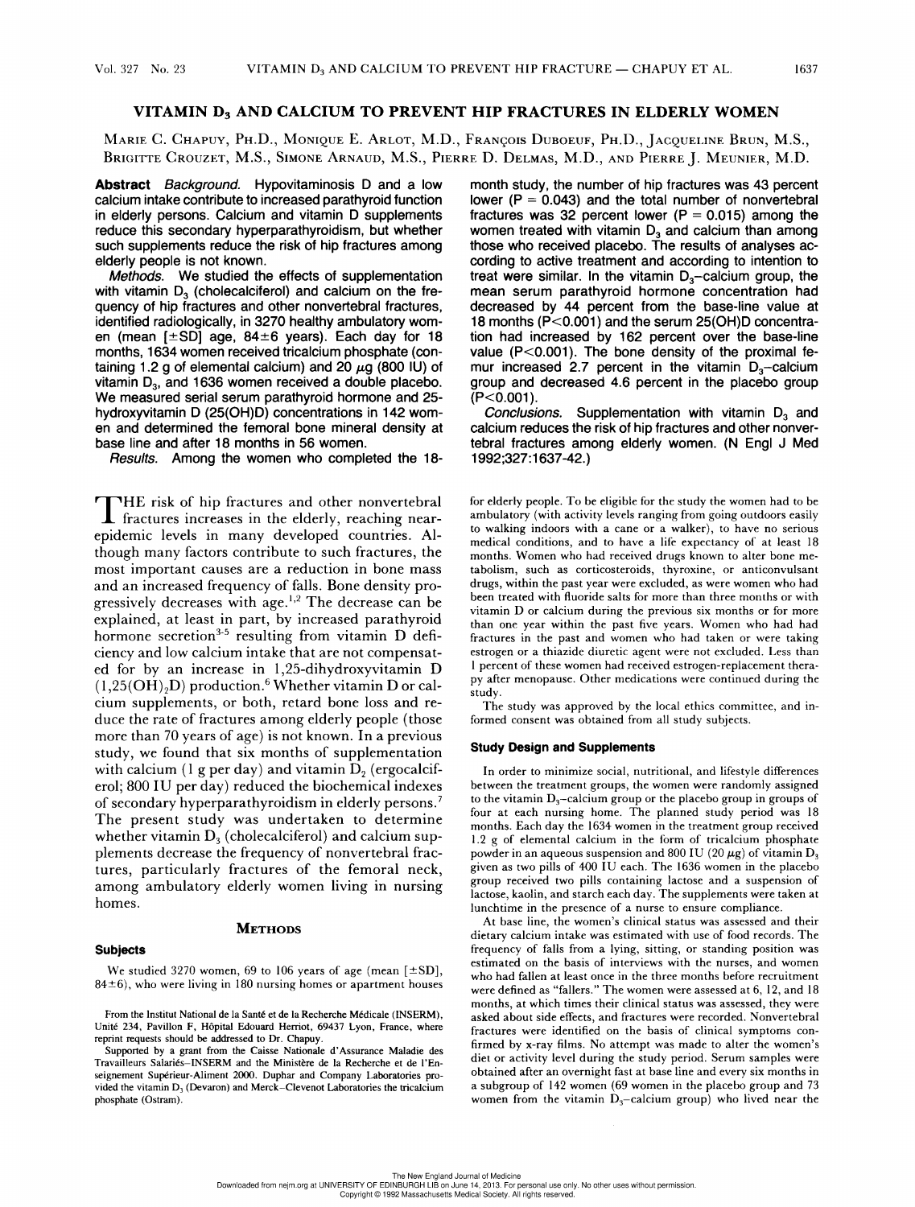# VITAMIN $D_3$ AND CALCIUM TO PREVENT HIP FRACTURES IN ELDERLY WOMEN

Marie C. Chapuy, Ph.D., Monique E. Arlot, M.D., François Duboeuf, Ph.D., Jacqueline Brun, M.S., Brigitte Crouzet, M.S., Simone Arnaud, M.S., Pierre D. Delmas, M.D., and Pierre J. Meunier, M.D.

**Abstract** *Background.* Hypovitaminosis D and a low calcium intake contribute to increased parathyroid function in elderly persons. Calcium and vitamin D supplements reduce this secondary hyperparathyroidism, but whether such supplements reduce the risk of hip fractures among elderly people is not known.

*Methods.* We studied the effects of supplementation with vitamin $D_3$ (cholecalciferol) and calcium on the frequency of hip fractures and other nonvertebral fractures, identified radiologically, in 3270 healthy ambulatory women (mean [±SD] age, 84±6 years). Each day for 18 months, 1634 women received tricalcium phosphate (containing 1.2 g of elemental calcium) and 20 μg (800 IU) of vitamin $D_3$, and 1636 women received a double placebo. We measured serial serum parathyroid hormone and 25-hydroxyvitamin D (25(OH)D) concentrations in 142 women and determined the femoral bone mineral density at base line and after 18 months in 56 women.

*Results.* Among the women who completed the 18-month study, the number of hip fractures was 43 percent lower ($P = 0.043$) and the total number of nonvertebral fractures was 32 percent lower ($P = 0.015$) among the women treated with vitamin $D_3$ and calcium than among those who received placebo. The results of analyses according to active treatment and according to intention to treat were similar. In the vitamin $D_3$–calcium group, the mean serum parathyroid hormone concentration had decreased by 44 percent from the base-line value at 18 months ($P<0.001$) and the serum 25(OH)D concentration had increased by 162 percent over the base-line value ($P<0.001$). The bone density of the proximal femur increased 2.7 percent in the vitamin $D_3$–calcium group and decreased 4.6 percent in the placebo group ($P<0.001$).

*Conclusions.* Supplementation with vitamin $D_3$ and calcium reduces the risk of hip fractures and other nonvertebral fractures among elderly women. (N Engl J Med 1992;327:1637-42.)

The risk of hip fractures and other nonvertebral fractures increases in the elderly, reaching near-epidemic levels in many developed countries. Although many factors contribute to such fractures, the most important causes are a reduction in bone mass and an increased frequency of falls. Bone density progressively decreases with age.[1,2] The decrease can be explained, at least in part, by increased parathyroid hormone secretion[3-5] resulting from vitamin D deficiency and low calcium intake that are not compensated for by an increase in 1,25-dihydroxyvitamin D ($1,25(OH)_2D$) production.[6] Whether vitamin D or calcium supplements, or both, retard bone loss and reduce the rate of fractures among elderly people (those more than 70 years of age) is not known. In a previous study, we found that six months of supplementation with calcium (1 g per day) and vitamin $D_2$ (ergocalciferol; 800 IU per day) reduced the biochemical indexes of secondary hyperparathyroidism in elderly persons.[7] The present study was undertaken to determine whether vitamin $D_3$ (cholecalciferol) and calcium supplements decrease the frequency of nonvertebral fractures, particularly fractures of the femoral neck, among ambulatory elderly women living in nursing homes.

## Methods

### Subjects

We studied 3270 women, 69 to 106 years of age (mean [±SD], 84±6), who were living in 180 nursing homes or apartment houses for elderly people. To be eligible for the study the women had to be ambulatory (with activity levels ranging from going outdoors easily to walking indoors with a cane or a walker), to have no serious medical conditions, and to have a life expectancy of at least 18 months. Women who had received drugs known to alter bone metabolism, such as corticosteroids, thyroxine, or anticonvulsant drugs, within the past year were excluded, as were women who had been treated with fluoride salts for more than three months or with vitamin D or calcium during the previous six months or for more than one year within the past five years. Women who had had fractures in the past and women who had taken or were taking estrogen or a thiazide diuretic agent were not excluded. Less than 1 percent of these women had received estrogen-replacement therapy after menopause. Other medications were continued during the study.

The study was approved by the local ethics committee, and informed consent was obtained from all study subjects.

### Study Design and Supplements

In order to minimize social, nutritional, and lifestyle differences between the treatment groups, the women were randomly assigned to the vitamin $D_3$–calcium group or the placebo group in groups of four at each nursing home. The planned study period was 18 months. Each day the 1634 women in the treatment group received 1.2 g of elemental calcium in the form of tricalcium phosphate powder in an aqueous suspension and 800 IU (20 μg) of vitamin $D_3$ given as two pills of 400 IU each. The 1636 women in the placebo group received two pills containing lactose and a suspension of lactose, kaolin, and starch each day. The supplements were taken at lunchtime in the presence of a nurse to ensure compliance.

At base line, the women's clinical status was assessed and their dietary calcium intake was estimated with use of food records. The frequency of falls from a lying, sitting, or standing position was estimated on the basis of interviews with the nurses, and women who had fallen at least once in the three months before recruitment were defined as "fallers." The women were assessed at 6, 12, and 18 months, at which times their clinical status was assessed, they were asked about side effects, and fractures were recorded. Nonvertebral fractures were identified on the basis of clinical symptoms confirmed by x-ray films. No attempt was made to alter the women's diet or activity level during the study period. Serum samples were obtained after an overnight fast at base line and every six months in a subgroup of 142 women (69 women in the placebo group and 73 women from the vitamin $D_3$–calcium group) who lived near the

From the Institut National de la Santé et de la Recherche Médicale (INSERM), Unité 234, Pavillon F, Hôpital Edouard Herriot, 69437 Lyon, France, where reprint requests should be addressed to Dr. Chapuy.

Supported by a grant from the Caisse Nationale d'Assurance Maladie des Travailleurs Salariés–INSERM and the Ministère de la Recherche et de l'Enseignement Supérieur-Aliment 2000. Duphar and Company Laboratories provided the vitamin $D_3$ (Devaron) and Merck–Clevenot Laboratories the tricalcium phosphate (Ostram).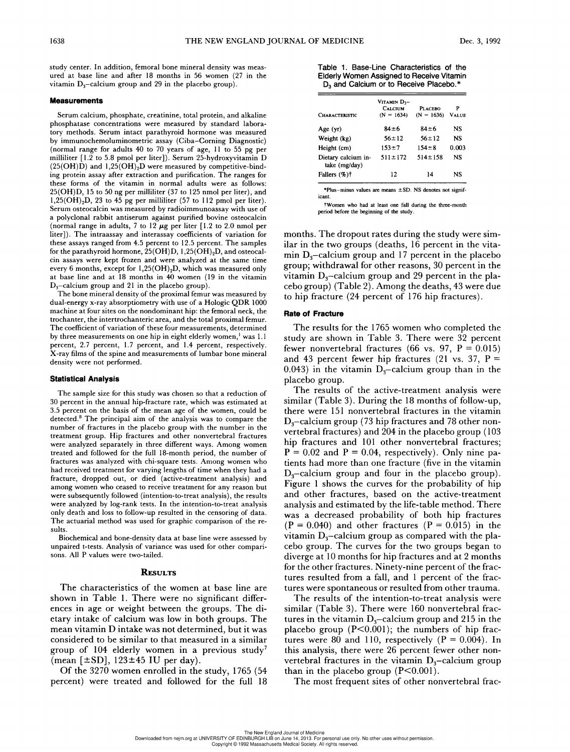study center. In addition, femoral bone mineral density was measured at base line and after 18 months in 56 women (27 in the vitamin $D_3$–calcium group and 29 in the placebo group).

### Measurements

Serum calcium, phosphate, creatinine, total protein, and alkaline phosphatase concentrations were measured by standard laboratory methods. Serum intact parathyroid hormone was measured by immunochemoluminometric assay (Ciba–Corning Diagnostic) (normal range for adults 40 to 70 years of age, 11 to 55 pg per milliliter [1.2 to 5.8 pmol per liter]). Serum 25-hydroxyvitamin D (25(OH)D) and $1,25(OH)_2D$ were measured by competitive-binding protein assay after extraction and purification. The ranges for these forms of the vitamin in normal adults were as follows: 25(OH)D, 15 to 50 ng per milliliter (37 to 125 nmol per liter), and $1,25(OH)_2D$, 23 to 45 pg per milliliter (57 to 112 pmol per liter). Serum osteocalcin was measured by radioimmunoassay with use of a polyclonal rabbit antiserum against purified bovine osteocalcin (normal range in adults, 7 to 12 μg per liter [1.2 to 2.0 nmol per liter]). The intraassay and interassay coefficients of variation for these assays ranged from 4.5 percent to 12.5 percent. The samples for the parathyroid hormone, 25(OH)D, $1,25(OH)_2D$, and osteocalcin assays were kept frozen and were analyzed at the same time every 6 months, except for $1,25(OH)_2D$, which was measured only at base line and at 18 months in 40 women (19 in the vitamin $D_3$–calcium group and 21 in the placebo group).

The bone mineral density of the proximal femur was measured by dual-energy x-ray absorptiometry with use of a Hologic QDR 1000 machine at four sites on the nondominant hip: the femoral neck, the trochanter, the intertrochanteric area, and the total proximal femur. The coefficient of variation of these four measurements, determined by three measurements on one hip in eight elderly women,[1] was 1.1 percent, 2.7 percent, 1.7 percent, and 1.4 percent, respectively. X-ray films of the spine and measurements of lumbar bone mineral density were not performed.

### Statistical Analysis

The sample size for this study was chosen so that a reduction of 30 percent in the annual hip-fracture rate, which was estimated at 3.5 percent on the basis of the mean age of the women, could be detected.[8] The principal aim of the analysis was to compare the number of fractures in the placebo group with the number in the treatment group. Hip fractures and other nonvertebral fractures were analyzed separately in three different ways. Among women treated and followed for the full 18-month period, the number of fractures was analyzed with chi-square tests. Among women who had received treatment for varying lengths of time when they had a fracture, dropped out, or died (active-treatment analysis) and among women who ceased to receive treatment for any reason but were subsequently followed (intention-to-treat analysis), the results were analyzed by log-rank tests. In the intention-to-treat analysis only death and loss to follow-up resulted in the censoring of data. The actuarial method was used for graphic comparison of the results.

Biochemical and bone-density data at base line were assessed by unpaired t-tests. Analysis of variance was used for other comparisons. All P values were two-tailed.

## Results

The characteristics of the women at base line are shown in Table 1. There were no significant differences in age or weight between the groups. The dietary intake of calcium was low in both groups. The mean vitamin D intake was not determined, but it was considered to be similar to that measured in a similar group of 104 elderly women in a previous study[7] (mean [±SD], 123±45 IU per day).

Of the 3270 women enrolled in the study, 1765 (54 percent) were treated and followed for the full 18 months. The dropout rates during the study were similar in the two groups (deaths, 16 percent in the vitamin $D_3$–calcium group and 17 percent in the placebo group; withdrawal for other reasons, 30 percent in the vitamin $D_3$–calcium group and 29 percent in the placebo group) (Table 2). Among the deaths, 43 were due to hip fracture (24 percent of 176 hip fractures).

**Table 1. Base-Line Characteristics of the Elderly Women Assigned to Receive Vitamin $D_3$ and Calcium or to Receive Placebo.***

| Characteristic | Vitamin $D_3$–Calcium (N = 1634) | Placebo (N = 1636) | P Value |
|---|---|---|---|
| Age (yr) | 84±6 | 84±6 | NS |
| Weight (kg) | 56±12 | 56±12 | NS |
| Height (cm) | 153±7 | 154±8 | 0.003 |
| Dietary calcium intake (mg/day) | 511±172 | 514±158 | NS |
| Fallers (%)† | 12 | 14 | NS |

*Plus–minus values are means ±SD. NS denotes not significant.

†Women who had at least one fall during the three-month period before the beginning of the study.

### Rate of Fracture

The results for the 1765 women who completed the study are shown in Table 3. There were 32 percent fewer nonvertebral fractures (66 vs. 97, P = 0.015) and 43 percent fewer hip fractures (21 vs. 37, P = 0.043) in the vitamin $D_3$–calcium group than in the placebo group.

The results of the active-treatment analysis were similar (Table 3). During the 18 months of follow-up, there were 151 nonvertebral fractures in the vitamin $D_3$–calcium group (73 hip fractures and 78 other nonvertebral fractures) and 204 in the placebo group (103 hip fractures and 101 other nonvertebral fractures; P = 0.02 and P = 0.04, respectively). Only nine patients had more than one fracture (five in the vitamin $D_3$–calcium group and four in the placebo group). Figure 1 shows the curves for the probability of hip and other fractures, based on the active-treatment analysis and estimated by the life-table method. There was a decreased probability of both hip fractures (P = 0.040) and other fractures (P = 0.015) in the vitamin $D_3$–calcium group as compared with the placebo group. The curves for the two groups began to diverge at 10 months for hip fractures and at 2 months for the other fractures. Ninety-nine percent of the fractures resulted from a fall, and 1 percent of the fractures were spontaneous or resulted from other trauma.

The results of the intention-to-treat analysis were similar (Table 3). There were 160 nonvertebral fractures in the vitamin $D_3$–calcium group and 215 in the placebo group (P<0.001); the numbers of hip fractures were 80 and 110, respectively (P = 0.004). In this analysis, there were 26 percent fewer other nonvertebral fractures in the vitamin $D_3$–calcium group than in the placebo group (P<0.001).

The most frequent sites of other nonvertebral frac-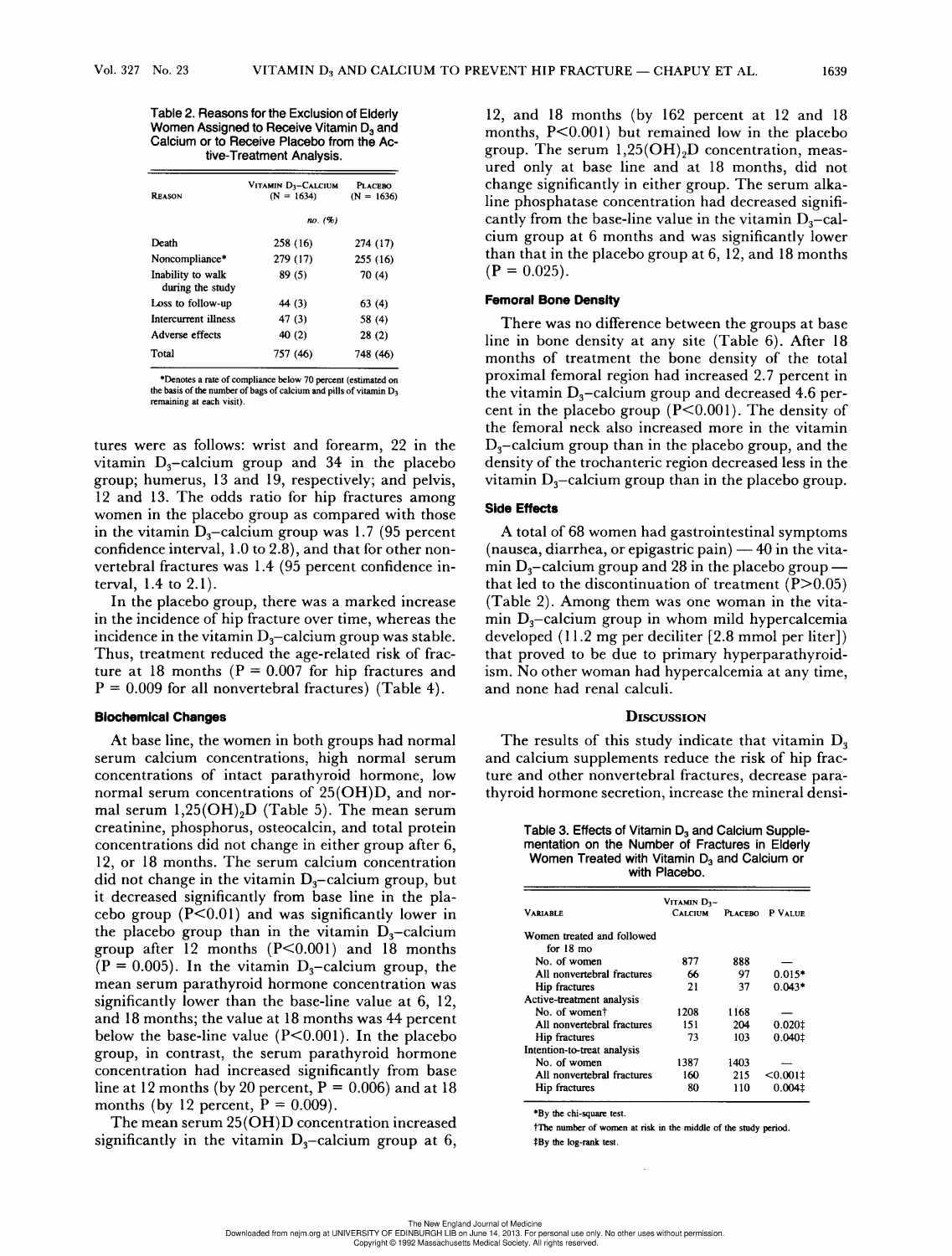Table 2. Reasons for the Exclusion of Elderly Women Assigned to Receive Vitamin $D_3$ and Calcium or to Receive Placebo from the Active-Treatment Analysis.

| Reason | Vitamin $D_3$–Calcium (N = 1634) | Placebo (N = 1636) |
|---|---|---|
| | no. (%) | |
| Death | 258 (16) | 274 (17) |
| Noncompliance* | 279 (17) | 255 (16) |
| Inability to walk during the study | 89 (5) | 70 (4) |
| Loss to follow-up | 44 (3) | 63 (4) |
| Intercurrent illness | 47 (3) | 58 (4) |
| Adverse effects | 40 (2) | 28 (2) |
| Total | 757 (46) | 748 (46) |

*Denotes a rate of compliance below 70 percent (estimated on the basis of the number of bags of calcium and pills of vitamin $D_3$ remaining at each visit).

tures were as follows: wrist and forearm, 22 in the vitamin $D_3$–calcium group and 34 in the placebo group; humerus, 13 and 19, respectively; and pelvis, 12 and 13. The odds ratio for hip fractures among women in the placebo group as compared with those in the vitamin $D_3$–calcium group was 1.7 (95 percent confidence interval, 1.0 to 2.8), and that for other nonvertebral fractures was 1.4 (95 percent confidence interval, 1.4 to 2.1).

In the placebo group, there was a marked increase in the incidence of hip fracture over time, whereas the incidence in the vitamin $D_3$–calcium group was stable. Thus, treatment reduced the age-related risk of fracture at 18 months ($P = 0.007$ for hip fractures and $P = 0.009$ for all nonvertebral fractures) (Table 4).

### Biochemical Changes

At base line, the women in both groups had normal serum calcium concentrations, high normal serum concentrations of intact parathyroid hormone, low normal serum concentrations of 25(OH)D, and normal serum $1,25(OH)_2D$ (Table 5). The mean serum creatinine, phosphorus, osteocalcin, and total protein concentrations did not change in either group after 6, 12, or 18 months. The serum calcium concentration did not change in the vitamin $D_3$–calcium group, but it decreased significantly from base line in the placebo group ($P<0.01$) and was significantly lower in the placebo group than in the vitamin $D_3$–calcium group after 12 months ($P<0.001$) and 18 months ($P = 0.005$). In the vitamin $D_3$–calcium group, the mean serum parathyroid hormone concentration was significantly lower than the base-line value at 6, 12, and 18 months; the value at 18 months was 44 percent below the base-line value ($P<0.001$). In the placebo group, in contrast, the serum parathyroid hormone concentration had increased significantly from base line at 12 months (by 20 percent, $P = 0.006$) and at 18 months (by 12 percent, $P = 0.009$).

The mean serum 25(OH)D concentration increased significantly in the vitamin $D_3$–calcium group at 6, 12, and 18 months (by 162 percent at 12 and 18 months, $P<0.001$) but remained low in the placebo group. The serum $1,25(OH)_2D$ concentration, measured only at base line and at 18 months, did not change significantly in either group. The serum alkaline phosphatase concentration had decreased significantly from the base-line value in the vitamin $D_3$–calcium group at 6 months and was significantly lower than that in the placebo group at 6, 12, and 18 months ($P = 0.025$).

### Femoral Bone Density

There was no difference between the groups at base line in bone density at any site (Table 6). After 18 months of treatment the bone density of the total proximal femoral region had increased 2.7 percent in the vitamin $D_3$–calcium group and decreased 4.6 percent in the placebo group ($P<0.001$). The density of the femoral neck also increased more in the vitamin $D_3$–calcium group than in the placebo group, and the density of the trochanteric region decreased less in the vitamin $D_3$–calcium group than in the placebo group.

### Side Effects

A total of 68 women had gastrointestinal symptoms (nausea, diarrhea, or epigastric pain) — 40 in the vitamin $D_3$–calcium group and 28 in the placebo group — that led to the discontinuation of treatment ($P>0.05$) (Table 2). Among them was one woman in the vitamin $D_3$–calcium group in whom mild hypercalcemia developed (11.2 mg per deciliter [2.8 mmol per liter]) that proved to be due to primary hyperparathyroidism. No other woman had hypercalcemia at any time, and none had renal calculi.

## Discussion

The results of this study indicate that vitamin $D_3$ and calcium supplements reduce the risk of hip fracture and other nonvertebral fractures, decrease parathyroid hormone secretion, increase the mineral densi-

Table 3. Effects of Vitamin $D_3$ and Calcium Supplementation on the Number of Fractures in Elderly Women Treated with Vitamin $D_3$ and Calcium or with Placebo.

| Variable | Vitamin $D_3$–Calcium | Placebo | P Value |
|---|---|---|---|
| Women treated and followed for 18 mo | | | |
| No. of women | 877 | 888 | — |
| All nonvertebral fractures | 66 | 97 | 0.015* |
| Hip fractures | 21 | 37 | 0.043* |
| Active-treatment analysis | | | |
| No. of women† | 1208 | 1168 | — |
| All nonvertebral fractures | 151 | 204 | 0.020‡ |
| Hip fractures | 73 | 103 | 0.040‡ |
| Intention-to-treat analysis | | | |
| No. of women | 1387 | 1403 | — |
| All nonvertebral fractures | 160 | 215 | <0.001‡ |
| Hip fractures | 80 | 110 | 0.004‡ |

*By the chi-square test.

†The number of women at risk in the middle of the study period.

‡By the log-rank test.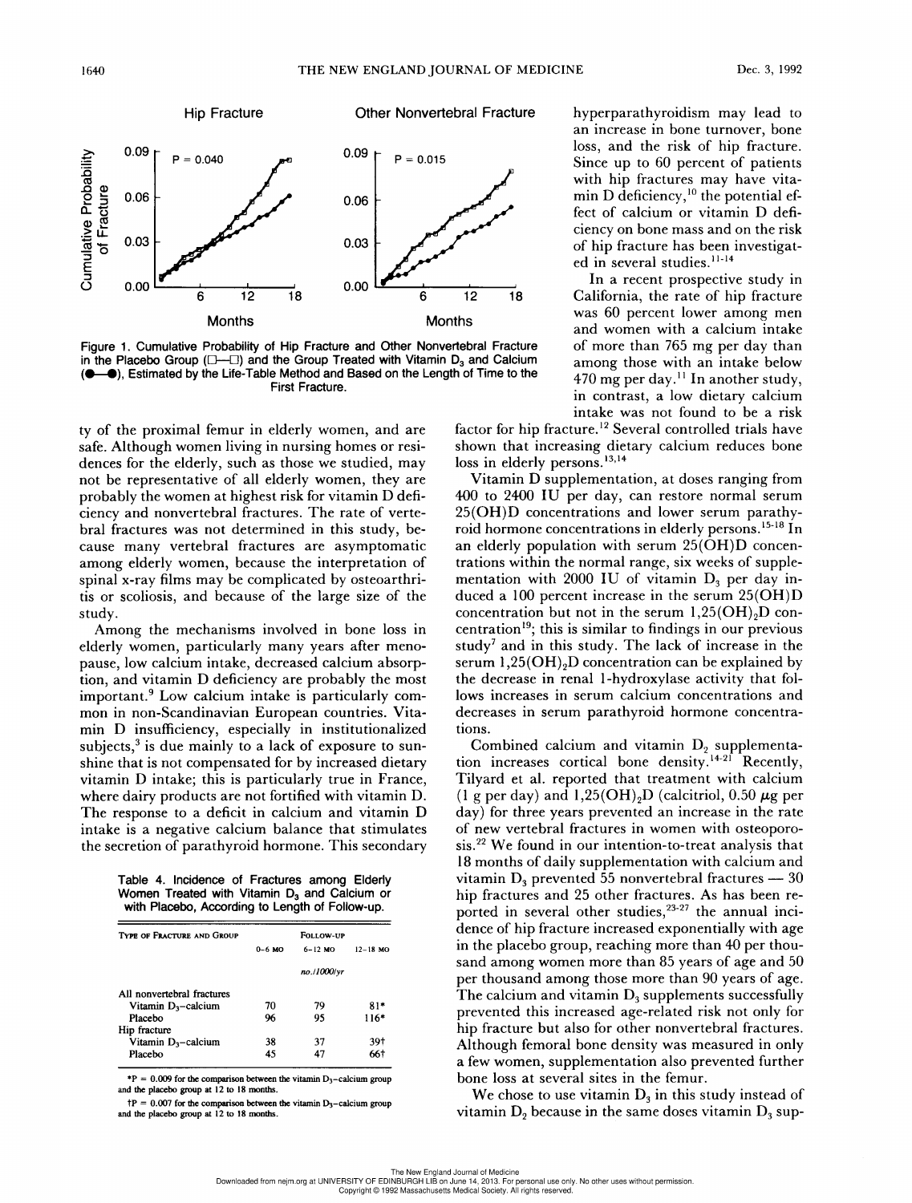Figure 1. Cumulative Probability of Hip Fracture and Other Nonvertebral Fracture in the Placebo Group (□—□) and the Group Treated with Vitamin $D_3$ and Calcium (●—●), Estimated by the Life-Table Method and Based on the Length of Time to the First Fracture.

ty of the proximal femur in elderly women, and are safe. Although women living in nursing homes or residences for the elderly, such as those we studied, may not be representative of all elderly women, they are probably the women at highest risk for vitamin D deficiency and nonvertebral fractures. The rate of vertebral fractures was not determined in this study, because many vertebral fractures are asymptomatic among elderly women, because the interpretation of spinal x-ray films may be complicated by osteoarthritis or scoliosis, and because of the large size of the study.

Among the mechanisms involved in bone loss in elderly women, particularly many years after menopause, low calcium intake, decreased calcium absorption, and vitamin D deficiency are probably the most important.[9] Low calcium intake is particularly common in non-Scandinavian European countries. Vitamin D insufficiency, especially in institutionalized subjects,[3] is due mainly to a lack of exposure to sunshine that is not compensated for by increased dietary vitamin D intake; this is particularly true in France, where dairy products are not fortified with vitamin D. The response to a deficit in calcium and vitamin D intake is a negative calcium balance that stimulates the secretion of parathyroid hormone. This secondary hyperparathyroidism may lead to an increase in bone turnover, bone loss, and the risk of hip fracture. Since up to 60 percent of patients with hip fractures may have vitamin D deficiency,[10] the potential effect of calcium or vitamin D deficiency on bone mass and on the risk of hip fracture has been investigated in several studies.[11-14]

Table 4. Incidence of Fractures among Elderly Women Treated with Vitamin $D_3$ and Calcium or with Placebo, According to Length of Follow-up.

| Type of Fracture and Group | Follow-up | | |
|---|---|---|---|
| | 0–6 mo | 6–12 mo | 12–18 mo |
| | | no./1000/yr | |
| All nonvertebral fractures | | | |
| Vitamin $D_3$–calcium | 70 | 79 | 81* |
| Placebo | 96 | 95 | 116* |
| Hip fracture | | | |
| Vitamin $D_3$–calcium | 38 | 37 | 39† |
| Placebo | 45 | 47 | 66† |

*P = 0.009 for the comparison between the vitamin $D_3$–calcium group and the placebo group at 12 to 18 months.

†P = 0.007 for the comparison between the vitamin $D_3$–calcium group and the placebo group at 12 to 18 months.

In a recent prospective study in California, the rate of hip fracture was 60 percent lower among men and women with a calcium intake of more than 765 mg per day than among those with an intake below 470 mg per day.[11] In another study, in contrast, a low dietary calcium intake was not found to be a risk factor for hip fracture.[12] Several controlled trials have shown that increasing dietary calcium reduces bone loss in elderly persons.[13,14]

Vitamin D supplementation, at doses ranging from 400 to 2400 IU per day, can restore normal serum 25(OH)D concentrations and lower serum parathyroid hormone concentrations in elderly persons.[15-18] In an elderly population with serum 25(OH)D concentrations within the normal range, six weeks of supplementation with 2000 IU of vitamin $D_3$ per day induced a 100 percent increase in the serum 25(OH)D concentration but not in the serum $1,25(OH)_2D$ concentration[19]; this is similar to findings in our previous study[7] and in this study. The lack of increase in the serum $1,25(OH)_2D$ concentration can be explained by the decrease in renal 1-hydroxylase activity that follows increases in serum calcium concentrations and decreases in serum parathyroid hormone concentrations.

Combined calcium and vitamin $D_2$ supplementation increases cortical bone density.[14-21] Recently, Tilyard et al. reported that treatment with calcium (1 g per day) and $1,25(OH)_2D$ (calcitriol, 0.50 μg per day) for three years prevented an increase in the rate of new vertebral fractures in women with osteoporosis.[22] We found in our intention-to-treat analysis that 18 months of daily supplementation with calcium and vitamin $D_3$ prevented 55 nonvertebral fractures — 30 hip fractures and 25 other fractures. As has been reported in several other studies,[23-27] the annual incidence of hip fracture increased exponentially with age in the placebo group, reaching more than 40 per thousand among women more than 85 years of age and 50 per thousand among those more than 90 years of age. The calcium and vitamin $D_3$ supplements successfully prevented this increased age-related risk not only for hip fracture but also for other nonvertebral fractures. Although femoral bone density was measured in only a few women, supplementation also prevented further bone loss at several sites in the femur.

We chose to use vitamin $D_3$ in this study instead of vitamin $D_2$ because in the same doses vitamin $D_3$ sup-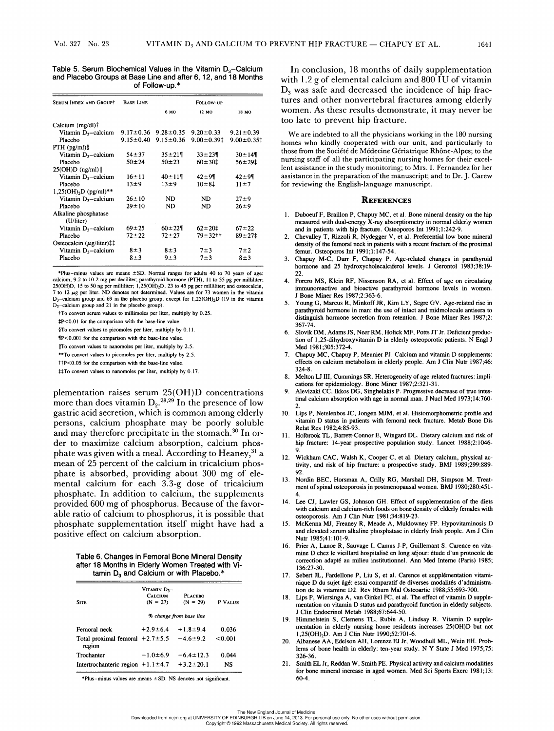Table 5. Serum Biochemical Values in the Vitamin $D_3$–Calcium and Placebo Groups at Base Line and after 6, 12, and 18 Months of Follow-up.*

| Serum Index and Group† | Base Line | Follow-up | | |
|---|---|---|---|---|
| | | 6 mo | 12 mo | 18 mo |
| Calcium (mg/dl)† | | | | |
| Vitamin $D_3$–calcium | 9.17±0.36 | 9.28±0.35 | 9.20±0.33 | 9.21±0.39 |
| Placebo | 9.15±0.40 | 9.15±0.36 | 9.00±0.39‡ | 9.00±0.35‡ |
| PTH (pg/ml)§ | | | | |
| Vitamin $D_3$–calcium | 54±37 | 35±21¶ | 33±23¶ | 30±14¶ |
| Placebo | 50±24 | 50±23 | 60±30‡ | 56±29‡ |
| 25(OH)D (ng/ml)‖ | | | | |
| Vitamin $D_3$–calcium | 16±11 | 40±11¶ | 42±9¶ | 42±9¶ |
| Placebo | 13±9 | 13±9 | 10±8‡ | 11±7 |
| $1,25(OH)_2D$ (pg/ml)** | | | | |
| Vitamin $D_3$–calcium | 26±10 | ND | ND | 27±9 |
| Placebo | 29±10 | ND | ND | 26±9 |
| Alkaline phosphatase (U/liter) | | | | |
| Vitamin $D_3$–calcium | 69±25 | 60±22¶ | 62±20‡ | 67±22 |
| Placebo | 72±22 | 72±27 | 79±32†† | 89±27‡ |
| Osteocalcin (μg/liter)‡‡ | | | | |
| Vitamin $D_3$–calcium | 8±3 | 8±3 | 7±3 | 7±2 |
| Placebo | 8±3 | 9±3 | 7±3 | 8±3 |

*Plus–minus values are means ±SD. Normal ranges for adults 40 to 70 years of age: calcium, 9.2 to 10.2 mg per deciliter; parathyroid hormone (PTH), 11 to 55 pg per milliliter; 25(OH)D, 15 to 50 ng per milliliter; $1,25(OH)_2D$, 23 to 45 pg per milliliter; and osteocalcin, 7 to 12 μg per liter. ND denotes not determined. Values are for 73 women in the vitamin $D_3$–calcium group and 69 in the placebo group, except for $1,25(OH)_2D$ (19 in the vitamin $D_3$–calcium group and 21 in the placebo group).

†To convert serum values to millimoles per liter, multiply by 0.25.

‡$P<0.01$ for the comparison with the base-line value.

§To convert values to picomoles per liter, multiply by 0.11.

¶$P<0.001$ for the comparison with the base-line value.

‖To convert values to nanomoles per liter, multiply by 2.5.

**To convert values to picomoles per liter, multiply by 2.5.

††$P<0.05$ for the comparison with the base-line value.

‡‡To convert values to nanomoles per liter, multiply by 0.17.

plementation raises serum 25(OH)D concentrations more than does vitamin $D_2$.[28,29] In the presence of low gastric acid secretion, which is common among elderly persons, calcium phosphate may be poorly soluble and may therefore precipitate in the stomach.[30] In order to maximize calcium absorption, calcium phosphate was given with a meal. According to Heaney,[31] a mean of 25 percent of the calcium in tricalcium phosphate is absorbed, providing about 300 mg of elemental calcium for each 3.3-g dose of tricalcium phosphate. In addition to calcium, the supplements provided 600 mg of phosphorus. Because of the favorable ratio of calcium to phosphorus, it is possible that phosphate supplementation itself might have had a positive effect on calcium absorption.

Table 6. Changes in Femoral Bone Mineral Density after 18 Months in Elderly Women Treated with Vitamin $D_3$ and Calcium or with Placebo.*

| Site | Vitamin $D_3$–Calcium (N = 27) | Placebo (N = 29) | P Value |
|---|---|---|---|
| | % change from base line | | |
| Femoral neck | +2.9±6.4 | +1.8±9.4 | 0.036 |
| Total proximal femoral region | +2.7±5.5 | −4.6±9.2 | <0.001 |
| Trochanter | −1.0±6.9 | −6.4±12.3 | 0.044 |
| Intertrochanteric region | +1.1±4.7 | +3.2±20.1 | NS |

*Plus–minus values are means ±SD. NS denotes not significant.

In conclusion, 18 months of daily supplementation with 1.2 g of elemental calcium and 800 IU of vitamin $D_3$ was safe and decreased the incidence of hip fractures and other nonvertebral fractures among elderly women. As these results demonstrate, it may never be too late to prevent hip fracture.

We are indebted to all the physicians working in the 180 nursing homes who kindly cooperated with our unit, and particularly to those from the Société de Médecine Gériatrique Rhône-Alpes; to the nursing staff of all the participating nursing homes for their excellent assistance in the study monitoring; to Mrs. I. Fernandez for her assistance in the preparation of the manuscript; and to Dr. J. Carew for reviewing the English-language manuscript.

## References

1. Duboeuf F, Braillon P, Chapuy MC, et al. Bone mineral density on the hip measured with dual-energy X-ray absorptiometry in normal elderly women and in patients with hip fracture. Osteoporos Int 1991;1:242-9.
2. Chevalley T, Rizzoli R, Nydegger V, et al. Preferential low bone mineral density of the femoral neck in patients with a recent fracture of the proximal femur. Osteoporos Int 1991;1:147-54.
3. Chapuy M-C, Durr F, Chapuy P. Age-related changes in parathyroid hormone and 25 hydroxycholecalciferol levels. J Gerontol 1983;38:19-22.
4. Forero MS, Klein RF, Nissenson RA, et al. Effect of age on circulating immunoreactive and bioactive parathyroid hormone levels in women. J Bone Miner Res 1987;2:363-6.
5. Young G, Marcus R, Minkoff JR, Kim LY, Segre GV. Age-related rise in parathyroid hormone in man: the use of intact and midmolecule antisera to distinguish hormone secretion from retention. J Bone Miner Res 1987;2:367-74.
6. Slovik DM, Adams JS, Neer RM, Holick MF, Potts JT Jr. Deficient production of $1,25$-dihydroxyvitamin D in elderly osteoporotic patients. N Engl J Med 1981;305:372-4.
7. Chapuy MC, Chapuy P, Meunier PJ. Calcium and vitamin D supplements: effects on calcium metabolism in elderly people. Am J Clin Nutr 1987;46:324-8.
8. Melton LJ III, Cummings SR. Heterogeneity of age-related fractures: implications for epidemiology. Bone Miner 1987;2:321-31.
9. Alevizaki CC, Ikkos DG, Singhelakis P. Progressive decrease of true intestinal calcium absorption with age in normal man. J Nucl Med 1973;14:760-2.
10. Lips P, Netelenbos JC, Jongen MJM, et al. Histomorphometric profile and vitamin D status in patients with femoral neck fracture. Metab Bone Dis Relat Res 1982;4:85-93.
11. Holbrook TL, Barrett-Connor E, Wingard DL. Dietary calcium and risk of hip fracture: 14-year prospective population study. Lancet 1988;2:1046-9.
12. Wickham CAC, Walsh K, Cooper C, et al. Dietary calcium, physical activity, and risk of hip fracture: a prospective study. BMJ 1989;299:889-92.
13. Nordin BEC, Horsman A, Crilly RG, Marshall DH, Simpson M. Treatment of spinal osteoporosis in postmenopausal women. BMJ 1980;280:451-4.
14. Lee CJ, Lawler GS, Johnson GH. Effect of supplementation of the diets with calcium and calcium-rich foods on bone density of elderly females with osteoporosis. Am J Clin Nutr 1981;34:819-23.
15. McKenna MJ, Freaney R, Meade A, Muldowney FP. Hypovitaminosis D and elevated serum alkaline phosphatase in elderly Irish people. Am J Clin Nutr 1985;41:101-9.
16. Prier A, Lanoe R, Sauvage I, Camus J-P, Guillemant S. Carence en vitamine D chez le vieillard hospitalisé en long séjour: étude d'un protocole de correction adapté au milieu institutionnel. Ann Med Interne (Paris) 1985;136:27-30.
17. Sebert JL, Fardellone P, Liu S, et al. Carence et supplémentation vitaminique D du sujet âgé: essai comparatif de diverses modalités d'administration de la vitamine D2. Rev Rhum Mal Osteoartic 1988;55:693-700.
18. Lips P, Wiersinga A, van Ginkel FC, et al. The effect of vitamin D supplementation on vitamin D status and parathyroid function in elderly subjects. J Clin Endocrinol Metab 1988;67:644-50.
19. Himmelstein S, Clemens TL, Rubin A, Lindsay R. Vitamin D supplementation in elderly nursing home residents increases 25(OH)D but not $1,25(OH)_2D$. Am J Clin Nutr 1990;52:701-6.
20. Albanese AA, Edelson AH, Lorenze EJ Jr, Woodhull ML, Wein EH. Problems of bone health in elderly: ten-year study. N Y State J Med 1975;75:326-36.
21. Smith EL Jr, Reddan W, Smith PE. Physical activity and calcium modalities for bone mineral increase in aged women. Med Sci Sports Exerc 1981;13:60-4.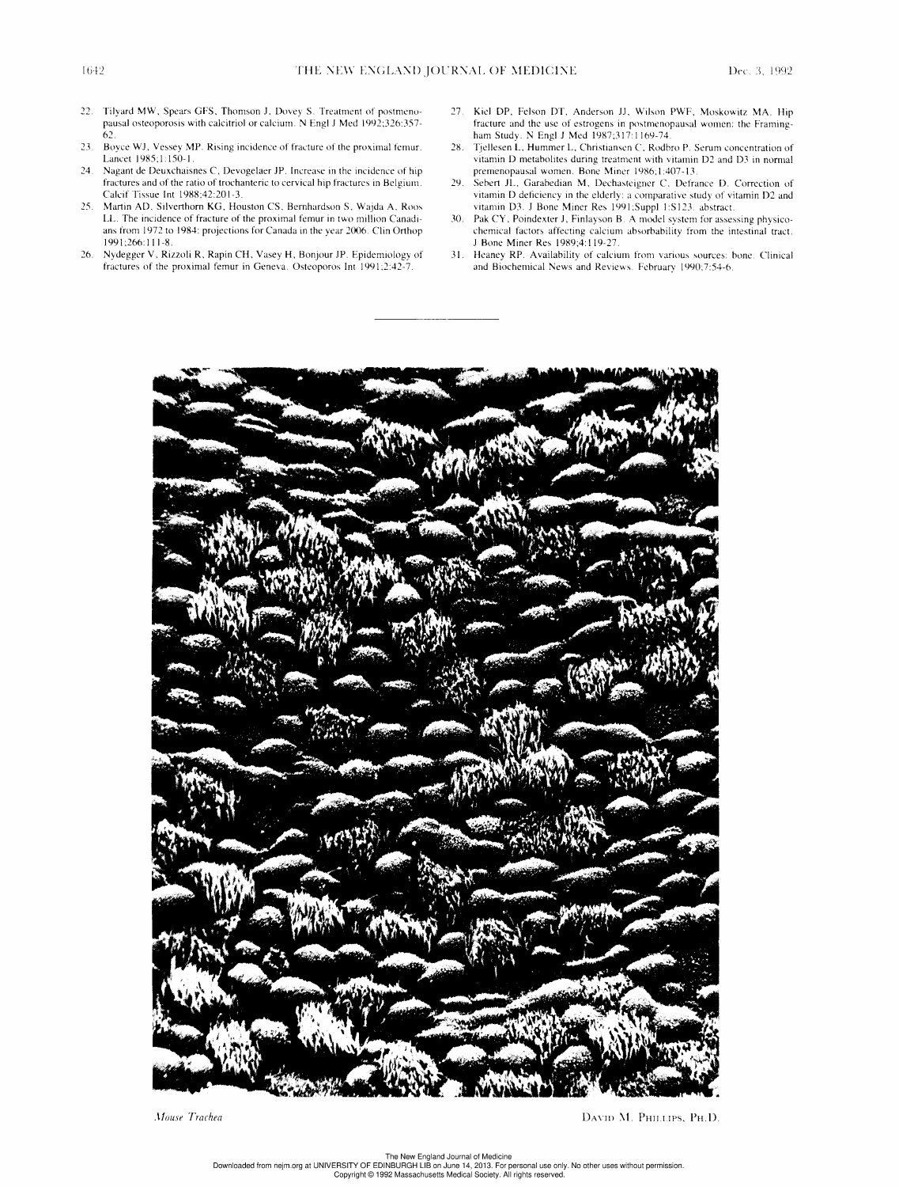22. Tilyard MW, Spears GFS, Thomson J, Dovey S. Treatment of postmenopausal osteoporosis with calcitriol or calcium. N Engl J Med 1992;326:357-62.
23. Boyce WJ, Vessey MP. Rising incidence of fracture of the proximal femur. Lancet 1985;1:150-1.
24. Nagant de Deuxchaisnes C, Devogelaer JP. Increase in the incidence of hip fractures and of the ratio of trochanteric to cervical hip fractures in Belgium. Calcif Tissue Int 1988;42:201-3.
25. Martin AD, Silverthorn KG, Houston CS, Bernhardson S, Wajda A, Roos LL. The incidence of fracture of the proximal femur in two million Canadians from 1972 to 1984: projections for Canada in the year 2006. Clin Orthop 1991;266:111-8.
26. Nydegger V, Rizzoli R, Rapin CH, Vasey H, Bonjour JP. Epidemiology of fractures of the proximal femur in Geneva. Osteoporos Int 1991;2:42-7.
27. Kiel DP, Felson DT, Anderson JJ, Wilson PWF, Moskowitz MA. Hip fracture and the use of estrogens in postmenopausal women: the Framingham Study. N Engl J Med 1987;317:1169-74.
28. Tjellesen L, Hummer L, Christiansen C, Rodbro P. Serum concentration of vitamin D metabolites during treatment with vitamin D2 and D3 in normal premenopausal women. Bone Miner 1986;1:407-13.
29. Sebert JL, Garabedian M, Dechasteigner C, Defrance D. Correction of vitamin D deficiency in the elderly: a comparative study of vitamin D2 and vitamin D3. J Bone Miner Res 1991;Suppl 1:S123. abstract.
30. Pak CY, Poindexter J, Finlayson B. A model system for assessing physicochemical factors affecting calcium absorbability from the intestinal tract. J Bone Miner Res 1989;4:119-27.
31. Heaney RP. Availability of calcium from various sources: bone. Clinical and Biochemical News and Reviews. February 1990;7:54-6.

*Mouse Trachea*

DAVID M. PHILLIPS, PH.D.